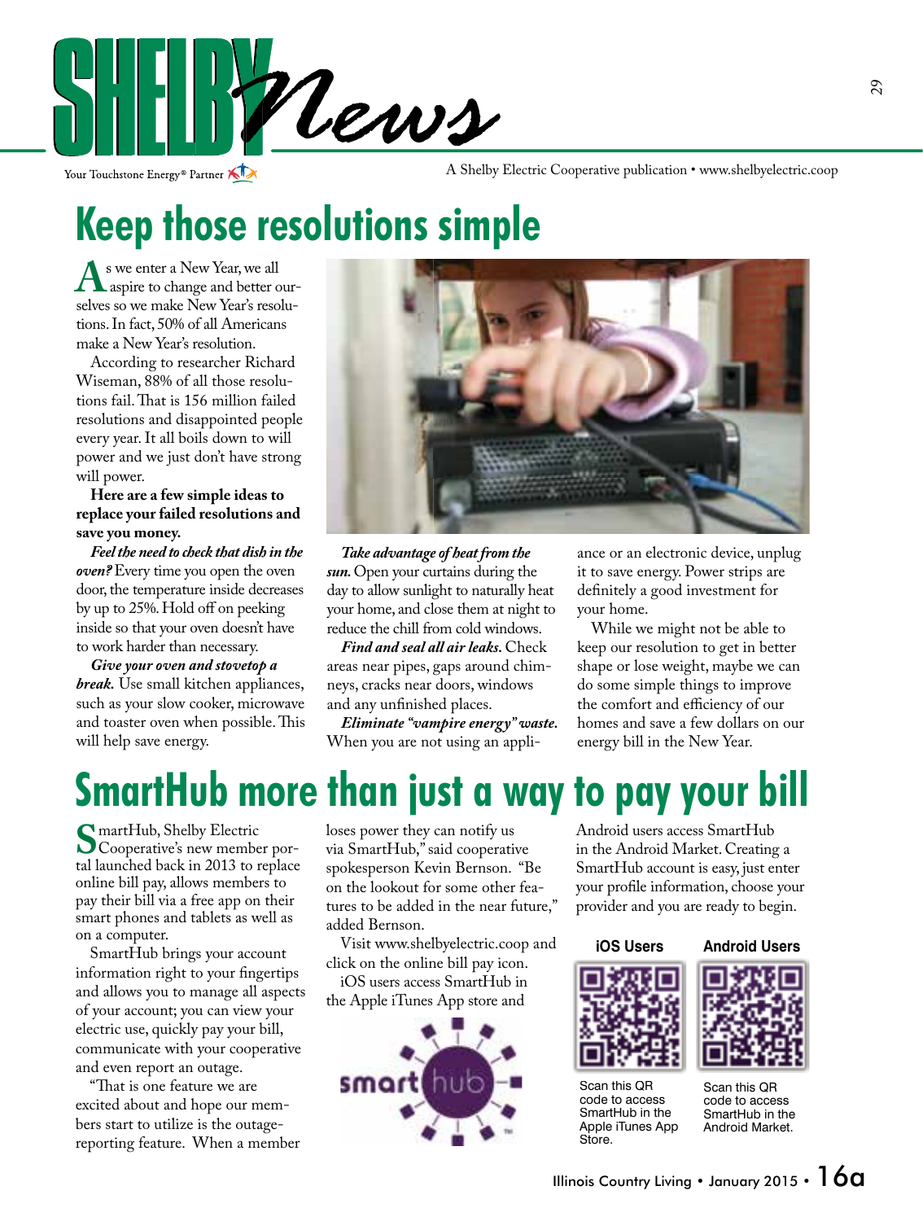# SHELBY News

Your Touchstone Energy® Partner

A Shelby Electric Cooperative publication • www.shelbyelectric.coop

## Keep those resolutions simple

As we enter a New Year, we all aspire to change and better ourselves so we make New Year's resolutions. In fact, 50% of all Americans make a New Year's resolution.

According to researcher Richard Wiseman, 88% of all those resolutions fail. That is 156 million failed resolutions and disappointed people every year. It all boils down to will power and we just don't have strong will power.

**Here are a few simple ideas to replace your failed resolutions and save you money.**

***Feel the need to check that dish in the oven?*** Every time you open the oven door, the temperature inside decreases by up to 25%. Hold off on peeking inside so that your oven doesn't have to work harder than necessary.

***Give your oven and stovetop a break.*** Use small kitchen appliances, such as your slow cooker, microwave and toaster oven when possible. This will help save energy.

***Take advantage of heat from the sun.*** Open your curtains during the day to allow sunlight to naturally heat your home, and close them at night to reduce the chill from cold windows.

***Find and seal all air leaks.*** Check areas near pipes, gaps around chimneys, cracks near doors, windows and any unfinished places.

***Eliminate "vampire energy" waste.*** When you are not using an appliance or an electronic device, unplug it to save energy. Power strips are definitely a good investment for your home.

While we might not be able to keep our resolution to get in better shape or lose weight, maybe we can do some simple things to improve the comfort and efficiency of our homes and save a few dollars on our energy bill in the New Year.

## SmartHub more than just a way to pay your bill

SmartHub, Shelby Electric Cooperative's new member portal launched back in 2013 to replace online bill pay, allows members to pay their bill via a free app on their smart phones and tablets as well as on a computer.

SmartHub brings your account information right to your fingertips and allows you to manage all aspects of your account; you can view your electric use, quickly pay your bill, communicate with your cooperative and even report an outage.

"That is one feature we are excited about and hope our members start to utilize is the outage-reporting feature. When a member loses power they can notify us via SmartHub," said cooperative spokesperson Kevin Bernson. "Be on the lookout for some other features to be added in the near future," added Bernson.

Visit www.shelbyelectric.coop and click on the online bill pay icon.

iOS users access SmartHub in the Apple iTunes App store and Android users access SmartHub in the Android Market. Creating a SmartHub account is easy, just enter your profile information, choose your provider and you are ready to begin.

**iOS Users**

Scan this QR code to access SmartHub in the Apple iTunes App Store.

**Android Users**

Scan this QR code to access SmartHub in the Android Market.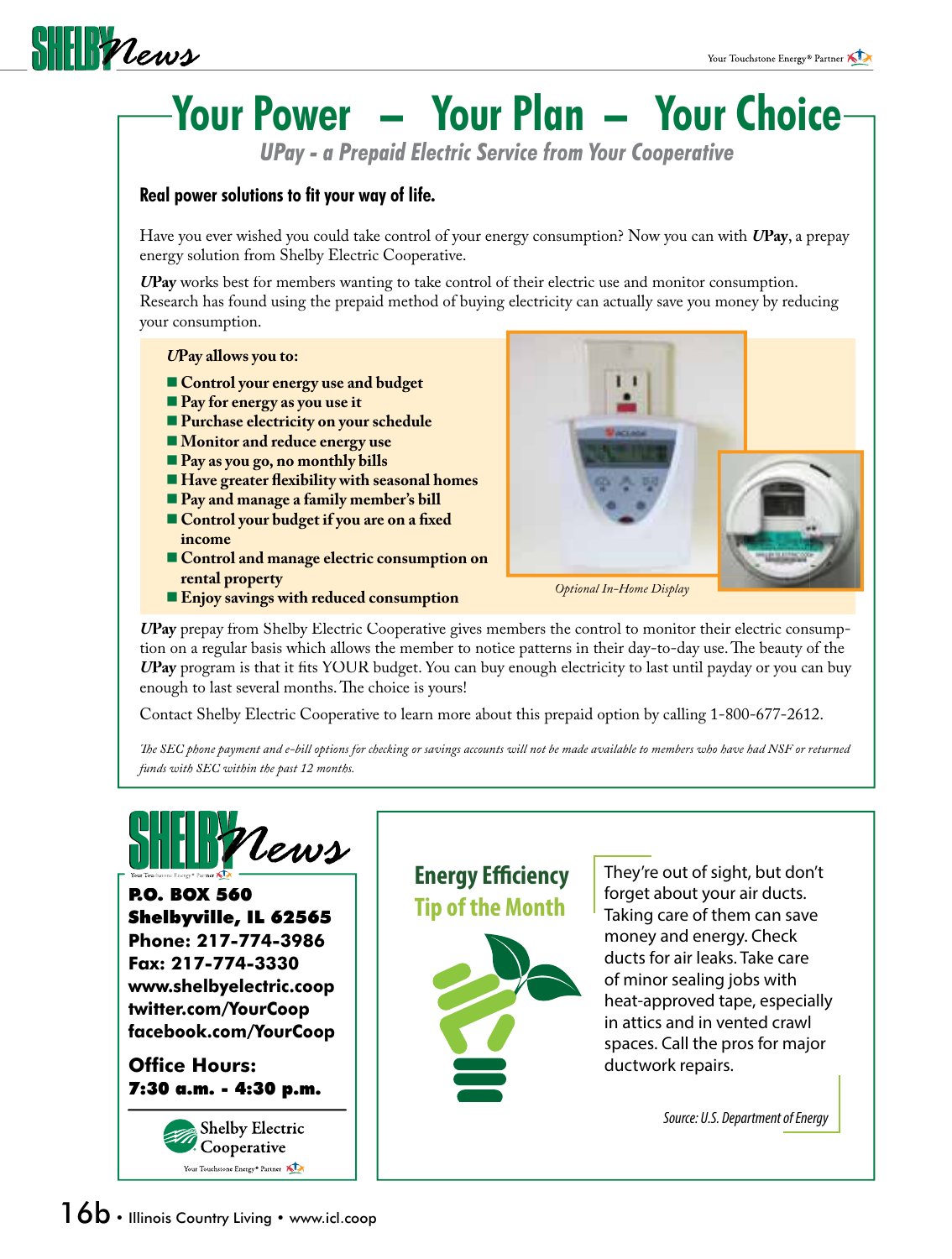# Your Power – Your Plan – Your Choice

## UPay - a Prepaid Electric Service from Your Cooperative

**Real power solutions to fit your way of life.**

Have you ever wished you could take control of your energy consumption? Now you can with ***U*Pay**, a prepay energy solution from Shelby Electric Cooperative.

***U*Pay** works best for members wanting to take control of their electric use and monitor consumption. Research has found using the prepaid method of buying electricity can actually save you money by reducing your consumption.

***U*Pay allows you to:**

- **Control your energy use and budget**
- **Pay for energy as you use it**
- **Purchase electricity on your schedule**
- **Monitor and reduce energy use**
- **Pay as you go, no monthly bills**
- **Have greater flexibility with seasonal homes**
- **Pay and manage a family member's bill**
- **Control your budget if you are on a fixed income**
- **Control and manage electric consumption on rental property**
- **Enjoy savings with reduced consumption**

*Optional In-Home Display*

***U*Pay** prepay from Shelby Electric Cooperative gives members the control to monitor their electric consumption on a regular basis which allows the member to notice patterns in their day-to-day use. The beauty of the ***U*Pay** program is that it fits YOUR budget. You can buy enough electricity to last until payday or you can buy enough to last several months. The choice is yours!

Contact Shelby Electric Cooperative to learn more about this prepaid option by calling 1-800-677-2612.

*The SEC phone payment and e-bill options for checking or savings accounts will not be made available to members who have had NSF or returned funds with SEC within the past 12 months.*

**SHELBY News**

**P.O. BOX 560**
**Shelbyville, IL 62565**
**Phone: 217-774-3986**
**Fax: 217-774-3330**
**www.shelbyelectric.coop**
**twitter.com/YourCoop**
**facebook.com/YourCoop**

**Office Hours:**
**7:30 a.m. - 4:30 p.m.**

Shelby Electric Cooperative

## Energy Efficiency Tip of the Month

They're out of sight, but don't forget about your air ducts. Taking care of them can save money and energy. Check ducts for air leaks. Take care of minor sealing jobs with heat-approved tape, especially in attics and in vented crawl spaces. Call the pros for major ductwork repairs.

*Source: U.S. Department of Energy*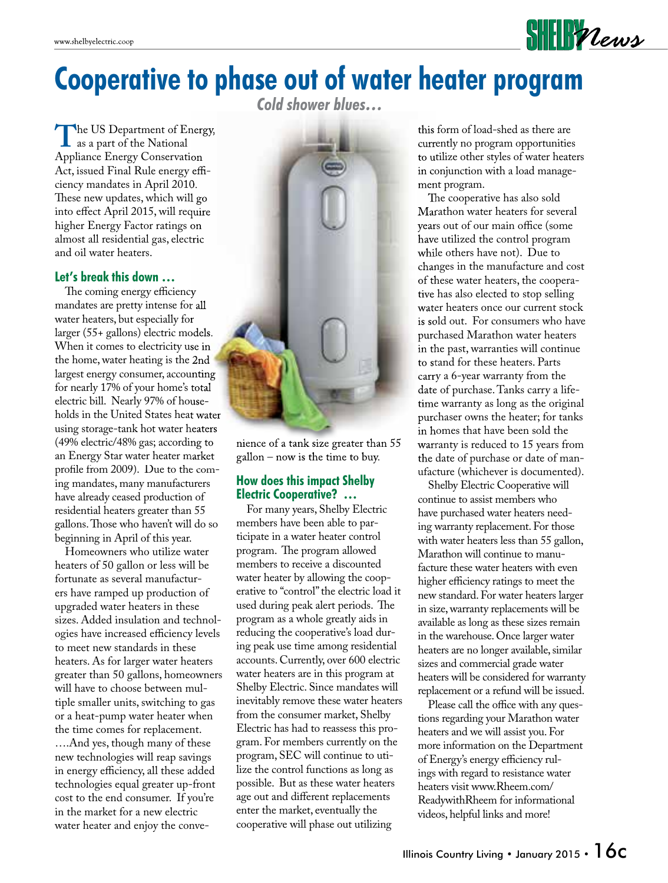# Cooperative to phase out of water heater program

***Cold shower blues…***

The US Department of Energy, as a part of the National Appliance Energy Conservation Act, issued Final Rule energy efficiency mandates in April 2010. These new updates, which will go into effect April 2015, will require higher Energy Factor ratings on almost all residential gas, electric and oil water heaters.

### Let's break this down …

The coming energy efficiency mandates are pretty intense for all water heaters, but especially for larger (55+ gallons) electric models. When it comes to electricity use in the home, water heating is the 2nd largest energy consumer, accounting for nearly 17% of your home's total electric bill. Nearly 97% of households in the United States heat water using storage-tank hot water heaters (49% electric/48% gas; according to an Energy Star water heater market profile from 2009). Due to the coming mandates, many manufacturers have already ceased production of residential heaters greater than 55 gallons. Those who haven't will do so beginning in April of this year.

Homeowners who utilize water heaters of 50 gallon or less will be fortunate as several manufacturers have ramped up production of upgraded water heaters in these sizes. Added insulation and technologies have increased efficiency levels to meet new standards in these heaters. As for larger water heaters greater than 50 gallons, homeowners will have to choose between multiple smaller units, switching to gas or a heat-pump water heater when the time comes for replacement. ….And yes, though many of these new technologies will reap savings in energy efficiency, all these added technologies equal greater up-front cost to the end consumer. If you're in the market for a new electric water heater and enjoy the convenience of a tank size greater than 55 gallon – now is the time to buy.

### How does this impact Shelby Electric Cooperative? …

For many years, Shelby Electric members have been able to participate in a water heater control program. The program allowed members to receive a discounted water heater by allowing the cooperative to "control" the electric load it used during peak alert periods. The program as a whole greatly aids in reducing the cooperative's load during peak use time among residential accounts. Currently, over 600 electric water heaters are in this program at Shelby Electric. Since mandates will inevitably remove these water heaters from the consumer market, Shelby Electric has had to reassess this program. For members currently on the program, SEC will continue to utilize the control functions as long as possible. But as these water heaters age out and different replacements enter the market, eventually the cooperative will phase out utilizing this form of load-shed as there are currently no program opportunities to utilize other styles of water heaters in conjunction with a load management program.

The cooperative has also sold Marathon water heaters for several years out of our main office (some have utilized the control program while others have not). Due to changes in the manufacture and cost of these water heaters, the cooperative has also elected to stop selling water heaters once our current stock is sold out. For consumers who have purchased Marathon water heaters in the past, warranties will continue to stand for these heaters. Parts carry a 6-year warranty from the date of purchase. Tanks carry a lifetime warranty as long as the original purchaser owns the heater; for tanks in homes that have been sold the warranty is reduced to 15 years from the date of purchase or date of manufacture (whichever is documented).

Shelby Electric Cooperative will continue to assist members who have purchased water heaters needing warranty replacement. For those with water heaters less than 55 gallon, Marathon will continue to manufacture these water heaters with even higher efficiency ratings to meet the new standard. For water heaters larger in size, warranty replacements will be available as long as these sizes remain in the warehouse. Once larger water heaters are no longer available, similar sizes and commercial grade water heaters will be considered for warranty replacement or a refund will be issued.

Please call the office with any questions regarding your Marathon water heaters and we will assist you. For more information on the Department of Energy's energy efficiency rulings with regard to resistance water heaters visit www.Rheem.com/ReadywithRheem for informational videos, helpful links and more!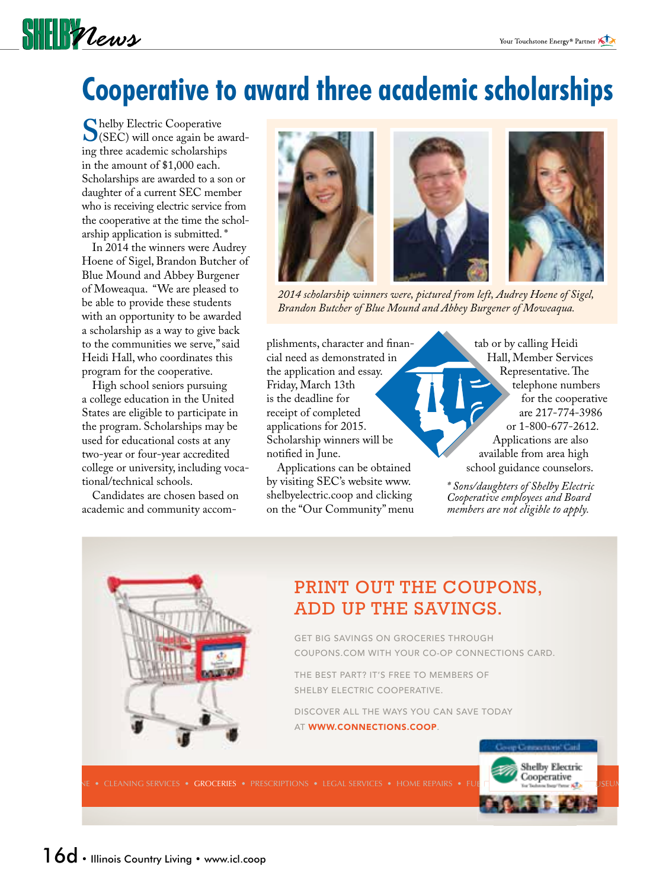# Cooperative to award three academic scholarships

Shelby Electric Cooperative (SEC) will once again be awarding three academic scholarships in the amount of $1,000 each. Scholarships are awarded to a son or daughter of a current SEC member who is receiving electric service from the cooperative at the time the scholarship application is submitted. *

In 2014 the winners were Audrey Hoene of Sigel, Brandon Butcher of Blue Mound and Abbey Burgener of Moweaqua. "We are pleased to be able to provide these students with an opportunity to be awarded a scholarship as a way to give back to the communities we serve," said Heidi Hall, who coordinates this program for the cooperative.

High school seniors pursuing a college education in the United States are eligible to participate in the program. Scholarships may be used for educational costs at any two-year or four-year accredited college or university, including vocational/technical schools.

Candidates are chosen based on academic and community accomplishments, character and financial need as demonstrated in the application and essay. Friday, March 13th is the deadline for receipt of completed applications for 2015. Scholarship winners will be notified in June.

Applications can be obtained by visiting SEC's website www.shelbyelectric.coop and clicking on the "Our Community" menu tab or by calling Heidi Hall, Member Services Representative. The telephone numbers for the cooperative are 217-774-3986 or 1-800-677-2612. Applications are also available from area high school guidance counselors.

*2014 scholarship winners were, pictured from left, Audrey Hoene of Sigel, Brandon Butcher of Blue Mound and Abbey Burgener of Moweaqua.*

*\* Sons/daughters of Shelby Electric Cooperative employees and Board members are not eligible to apply.*

## PRINT OUT THE COUPONS, ADD UP THE SAVINGS.

GET BIG SAVINGS ON GROCERIES THROUGH COUPONS.COM WITH YOUR CO-OP CONNECTIONS CARD.

THE BEST PART? IT'S FREE TO MEMBERS OF SHELBY ELECTRIC COOPERATIVE.

DISCOVER ALL THE WAYS YOU CAN SAVE TODAY AT **WWW.CONNECTIONS.COOP**.

NE • CLEANING SERVICES • GROCERIES • PRESCRIPTIONS • LEGAL SERVICES • HOME REPAIRS • FU

Co-op Connections Card

Shelby Electric Cooperative